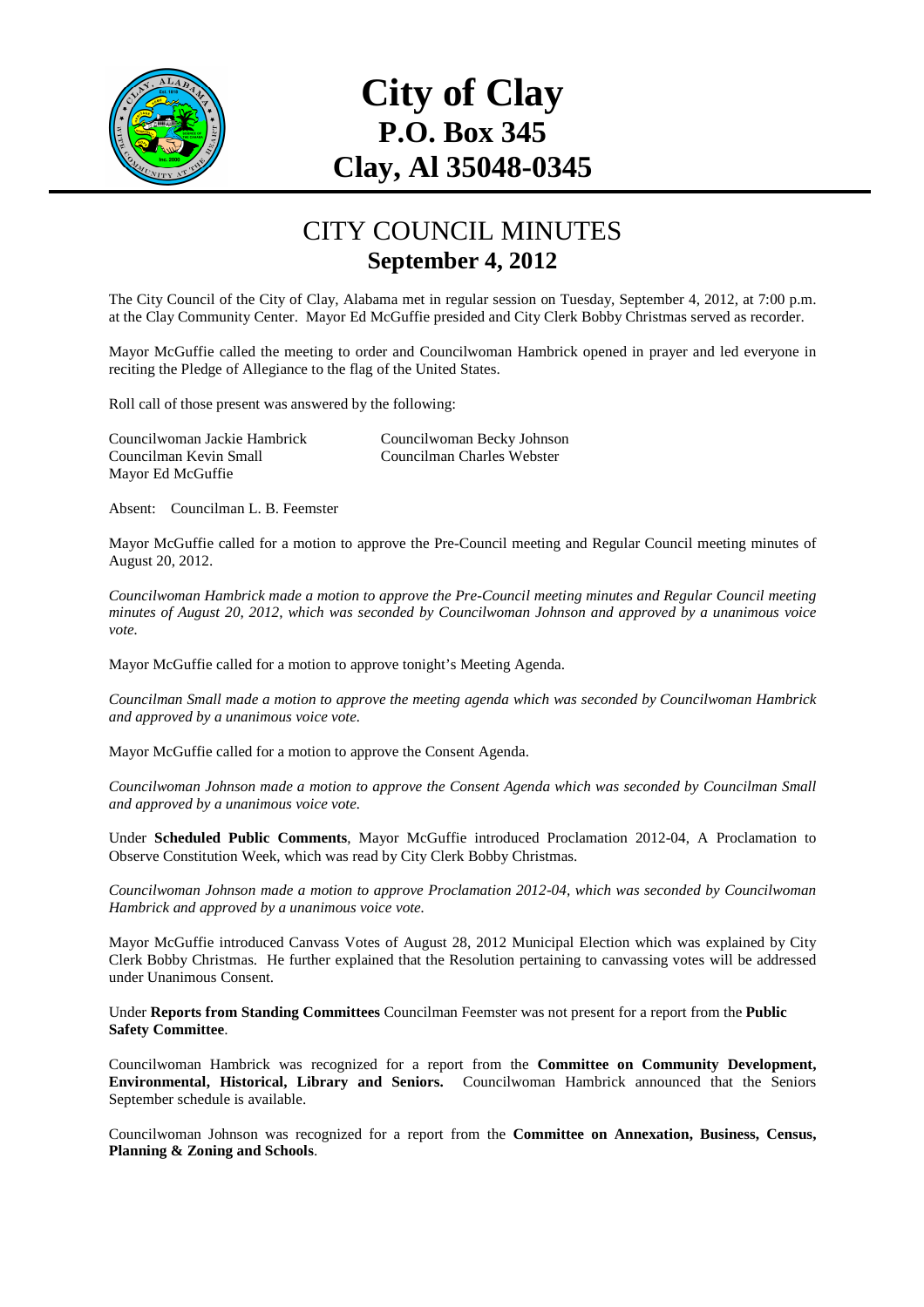# City of Clay
## P.O. Box 345
## Clay, Al 35048-0345

## CITY COUNCIL MINUTES
### September 4, 2012

The City Council of the City of Clay, Alabama met in regular session on Tuesday, September 4, 2012, at 7:00 p.m. at the Clay Community Center. Mayor Ed McGuffie presided and City Clerk Bobby Christmas served as recorder.

Mayor McGuffie called the meeting to order and Councilwoman Hambrick opened in prayer and led everyone in reciting the Pledge of Allegiance to the flag of the United States.

Roll call of those present was answered by the following:

Councilwoman Jackie Hambrick
Councilwoman Becky Johnson
Councilman Kevin Small
Councilman Charles Webster
Mayor Ed McGuffie

Absent: Councilman L. B. Feemster

Mayor McGuffie called for a motion to approve the Pre-Council meeting and Regular Council meeting minutes of August 20, 2012.

*Councilwoman Hambrick made a motion to approve the Pre-Council meeting minutes and Regular Council meeting minutes of August 20, 2012, which was seconded by Councilwoman Johnson and approved by a unanimous voice vote.*

Mayor McGuffie called for a motion to approve tonight's Meeting Agenda.

*Councilman Small made a motion to approve the meeting agenda which was seconded by Councilwoman Hambrick and approved by a unanimous voice vote.*

Mayor McGuffie called for a motion to approve the Consent Agenda.

*Councilwoman Johnson made a motion to approve the Consent Agenda which was seconded by Councilman Small and approved by a unanimous voice vote.*

Under **Scheduled Public Comments**, Mayor McGuffie introduced Proclamation 2012-04, A Proclamation to Observe Constitution Week, which was read by City Clerk Bobby Christmas.

*Councilwoman Johnson made a motion to approve Proclamation 2012-04, which was seconded by Councilwoman Hambrick and approved by a unanimous voice vote.*

Mayor McGuffie introduced Canvass Votes of August 28, 2012 Municipal Election which was explained by City Clerk Bobby Christmas. He further explained that the Resolution pertaining to canvassing votes will be addressed under Unanimous Consent.

Under **Reports from Standing Committees** Councilman Feemster was not present for a report from the **Public Safety Committee**.

Councilwoman Hambrick was recognized for a report from the **Committee on Community Development, Environmental, Historical, Library and Seniors.** Councilwoman Hambrick announced that the Seniors September schedule is available.

Councilwoman Johnson was recognized for a report from the **Committee on Annexation, Business, Census, Planning & Zoning and Schools**.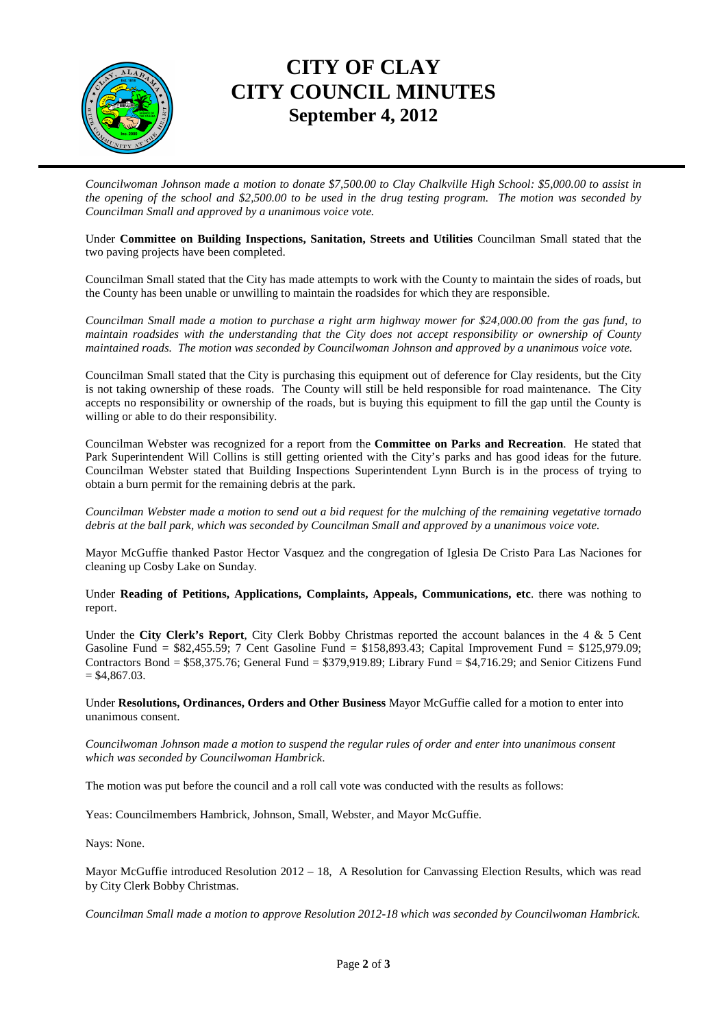# CITY OF CLAY
# CITY COUNCIL MINUTES
## September 4, 2012

*Councilwoman Johnson made a motion to donate $7,500.00 to Clay Chalkville High School: $5,000.00 to assist in the opening of the school and $2,500.00 to be used in the drug testing program. The motion was seconded by Councilman Small and approved by a unanimous voice vote.*

Under **Committee on Building Inspections, Sanitation, Streets and Utilities** Councilman Small stated that the two paving projects have been completed.

Councilman Small stated that the City has made attempts to work with the County to maintain the sides of roads, but the County has been unable or unwilling to maintain the roadsides for which they are responsible.

*Councilman Small made a motion to purchase a right arm highway mower for $24,000.00 from the gas fund, to maintain roadsides with the understanding that the City does not accept responsibility or ownership of County maintained roads. The motion was seconded by Councilwoman Johnson and approved by a unanimous voice vote.*

Councilman Small stated that the City is purchasing this equipment out of deference for Clay residents, but the City is not taking ownership of these roads. The County will still be held responsible for road maintenance. The City accepts no responsibility or ownership of the roads, but is buying this equipment to fill the gap until the County is willing or able to do their responsibility.

Councilman Webster was recognized for a report from the **Committee on Parks and Recreation**. He stated that Park Superintendent Will Collins is still getting oriented with the City's parks and has good ideas for the future. Councilman Webster stated that Building Inspections Superintendent Lynn Burch is in the process of trying to obtain a burn permit for the remaining debris at the park.

*Councilman Webster made a motion to send out a bid request for the mulching of the remaining vegetative tornado debris at the ball park, which was seconded by Councilman Small and approved by a unanimous voice vote.*

Mayor McGuffie thanked Pastor Hector Vasquez and the congregation of Iglesia De Cristo Para Las Naciones for cleaning up Cosby Lake on Sunday.

Under **Reading of Petitions, Applications, Complaints, Appeals, Communications, etc**. there was nothing to report.

Under the **City Clerk's Report**, City Clerk Bobby Christmas reported the account balances in the 4 & 5 Cent Gasoline Fund = $82,455.59; 7 Cent Gasoline Fund = $158,893.43; Capital Improvement Fund = $125,979.09; Contractors Bond = $58,375.76; General Fund = $379,919.89; Library Fund = $4,716.29; and Senior Citizens Fund = $4,867.03.

Under **Resolutions, Ordinances, Orders and Other Business** Mayor McGuffie called for a motion to enter into unanimous consent.

*Councilwoman Johnson made a motion to suspend the regular rules of order and enter into unanimous consent which was seconded by Councilwoman Hambrick.*

The motion was put before the council and a roll call vote was conducted with the results as follows:

Yeas: Councilmembers Hambrick, Johnson, Small, Webster, and Mayor McGuffie.

Nays: None.

Mayor McGuffie introduced Resolution 2012 – 18, A Resolution for Canvassing Election Results, which was read by City Clerk Bobby Christmas.

*Councilman Small made a motion to approve Resolution 2012-18 which was seconded by Councilwoman Hambrick.*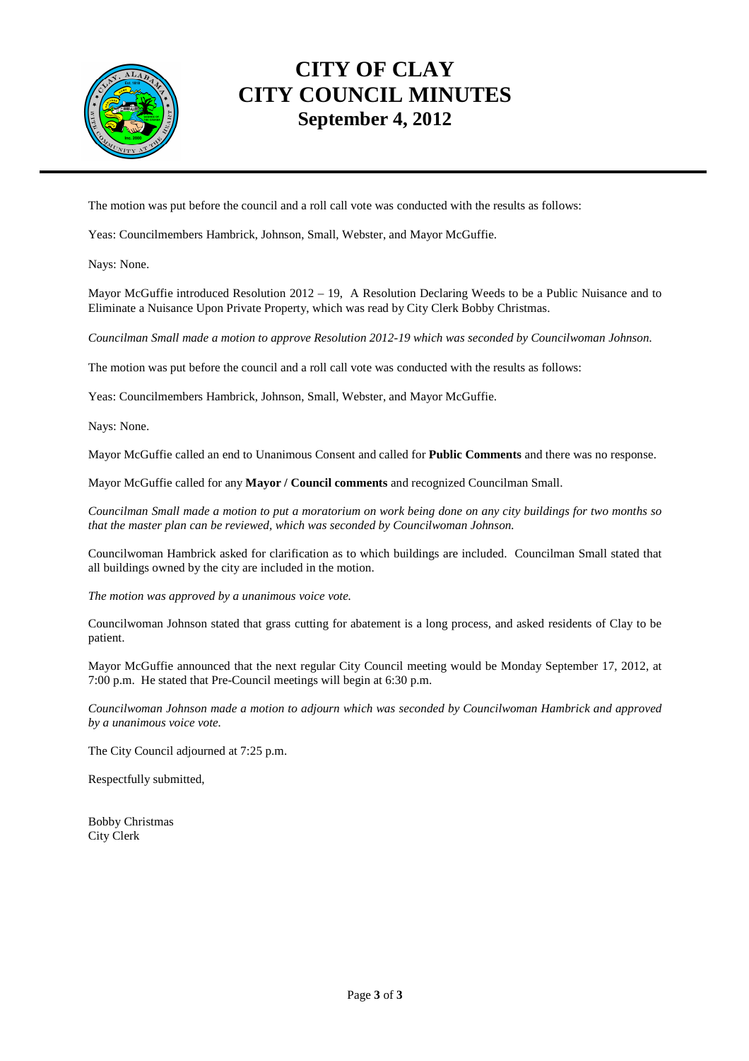The motion was put before the council and a roll call vote was conducted with the results as follows:

Yeas: Councilmembers Hambrick, Johnson, Small, Webster, and Mayor McGuffie.

Nays: None.

Mayor McGuffie introduced Resolution 2012 – 19, A Resolution Declaring Weeds to be a Public Nuisance and to Eliminate a Nuisance Upon Private Property, which was read by City Clerk Bobby Christmas.

*Councilman Small made a motion to approve Resolution 2012-19 which was seconded by Councilwoman Johnson.*

The motion was put before the council and a roll call vote was conducted with the results as follows:

Yeas: Councilmembers Hambrick, Johnson, Small, Webster, and Mayor McGuffie.

Nays: None.

Mayor McGuffie called an end to Unanimous Consent and called for **Public Comments** and there was no response.

Mayor McGuffie called for any **Mayor / Council comments** and recognized Councilman Small.

*Councilman Small made a motion to put a moratorium on work being done on any city buildings for two months so that the master plan can be reviewed, which was seconded by Councilwoman Johnson.*

Councilwoman Hambrick asked for clarification as to which buildings are included. Councilman Small stated that all buildings owned by the city are included in the motion.

*The motion was approved by a unanimous voice vote.*

Councilwoman Johnson stated that grass cutting for abatement is a long process, and asked residents of Clay to be patient.

Mayor McGuffie announced that the next regular City Council meeting would be Monday September 17, 2012, at 7:00 p.m. He stated that Pre-Council meetings will begin at 6:30 p.m.

*Councilwoman Johnson made a motion to adjourn which was seconded by Councilwoman Hambrick and approved by a unanimous voice vote.*

The City Council adjourned at 7:25 p.m.

Respectfully submitted,

Bobby Christmas
City Clerk